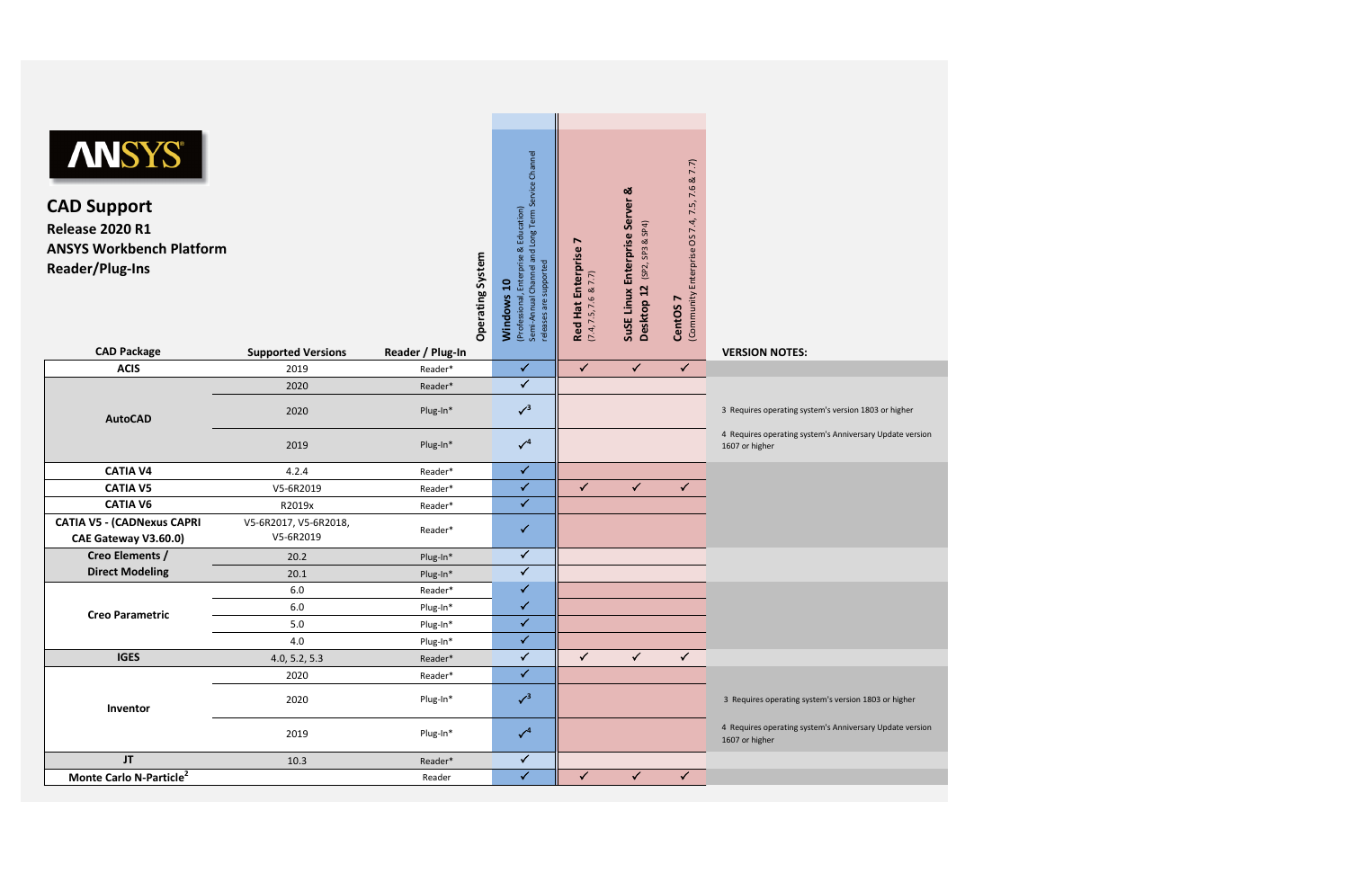# CAD Support

**Release 2020 R1**

**ANSYS Workbench Platform**

**Reader/Plug-Ins**

| CAD Package | Supported Versions | Reader / Plug-In | Windows 10 (Professional, Enterprise & Education) Semi-Annual Channel and Long Term Service Channel releases are supported | Red Hat Enterprise 7 (7.4, 7.5, 7.6 & 7.7) | SuSE Linux Enterprise Server & Desktop 12 (SP2, SP3 & SP4) | CentOS 7 (Community Enterprise OS 7.4, 7.5, 7.6 & 7.7) | VERSION NOTES: |
|---|---|---|---|---|---|---|---|
| ACIS | 2019 | Reader* | ✓ | ✓ | ✓ | ✓ | |
| AutoCAD | 2020 | Reader* | ✓ | | | | |
| | 2020 | Plug-In* | ✓[3] | | | | 3 Requires operating system's version 1803 or higher |
| | 2019 | Plug-In* | ✓[4] | | | | 4 Requires operating system's Anniversary Update version 1607 or higher |
| CATIA V4 | 4.2.4 | Reader* | ✓ | | | | |
| CATIA V5 | V5-6R2019 | Reader* | ✓ | ✓ | ✓ | ✓ | |
| CATIA V6 | R2019x | Reader* | ✓ | | | | |
| CATIA V5 - (CADNexus CAPRI CAE Gateway V3.60.0) | V5-6R2017, V5-6R2018, V5-6R2019 | Reader* | ✓ | | | | |
| Creo Elements / Direct Modeling | 20.2 | Plug-In* | ✓ | | | | |
| | 20.1 | Plug-In* | ✓ | | | | |
| Creo Parametric | 6.0 | Reader* | ✓ | | | | |
| | 6.0 | Plug-In* | ✓ | | | | |
| | 5.0 | Plug-In* | ✓ | | | | |
| | 4.0 | Plug-In* | ✓ | | | | |
| IGES | 4.0, 5.2, 5.3 | Reader* | ✓ | ✓ | ✓ | ✓ | |
| Inventor | 2020 | Reader* | ✓ | | | | |
| | 2020 | Plug-In* | ✓[3] | | | | 3 Requires operating system's version 1803 or higher |
| | 2019 | Plug-In* | ✓[4] | | | | 4 Requires operating system's Anniversary Update version 1607 or higher |
| JT | 10.3 | Reader* | ✓ | | | | |
| Monte Carlo N-Particle[2] | | Reader | ✓ | ✓ | ✓ | ✓ | |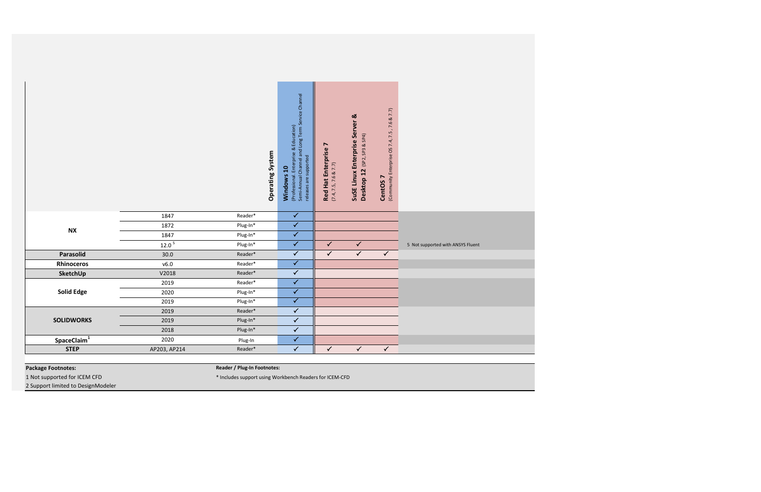| | | | Operating System | Windows 10 (Professional, Enterprise & Education) Semi-Annual Channel and Long Term Service Channel releases are supported | Red Hat Enterprise 7 (7.4, 7.5, 7.6 & 7.7) | SuSE Linux Enterprise Server & Desktop 12 (SP2, SP3 & SP4) | CentOS 7 (Community Enterprise OS 7.4, 7.5, 7.6 & 7.7) | |
|---|---|---|---|---|---|---|---|---|
| NX | 1847 | Reader* | | ✓ | | | | |
| | 1872 | Plug-In* | | ✓ | | | | |
| | 1847 | Plug-In* | | ✓ | | | | |
| | 12.0 [5] | Plug-In* | | ✓ | ✓ | ✓ | | 5 Not supported with ANSYS Fluent |
| Parasolid | 30.0 | Reader* | | ✓ | ✓ | ✓ | ✓ | |
| Rhinoceros | v6.0 | Reader* | | ✓ | | | | |
| SketchUp | V2018 | Reader* | | ✓ | | | | |
| Solid Edge | 2019 | Reader* | | ✓ | | | | |
| | 2020 | Plug-In* | | ✓ | | | | |
| | 2019 | Plug-In* | | ✓ | | | | |
| SOLIDWORKS | 2019 | Reader* | | ✓ | | | | |
| | 2019 | Plug-In* | | ✓ | | | | |
| | 2018 | Plug-In* | | ✓ | | | | |
| SpaceClaim[1] | 2020 | Plug-In | | ✓ | | | | |
| STEP | AP203, AP214 | Reader* | | ✓ | ✓ | ✓ | ✓ | |

**Package Footnotes:**

1 Not supported for ICEM CFD

2 Support limited to DesignModeler

**Reader / Plug-In Footnotes:**

* Includes support using Workbench Readers for ICEM-CFD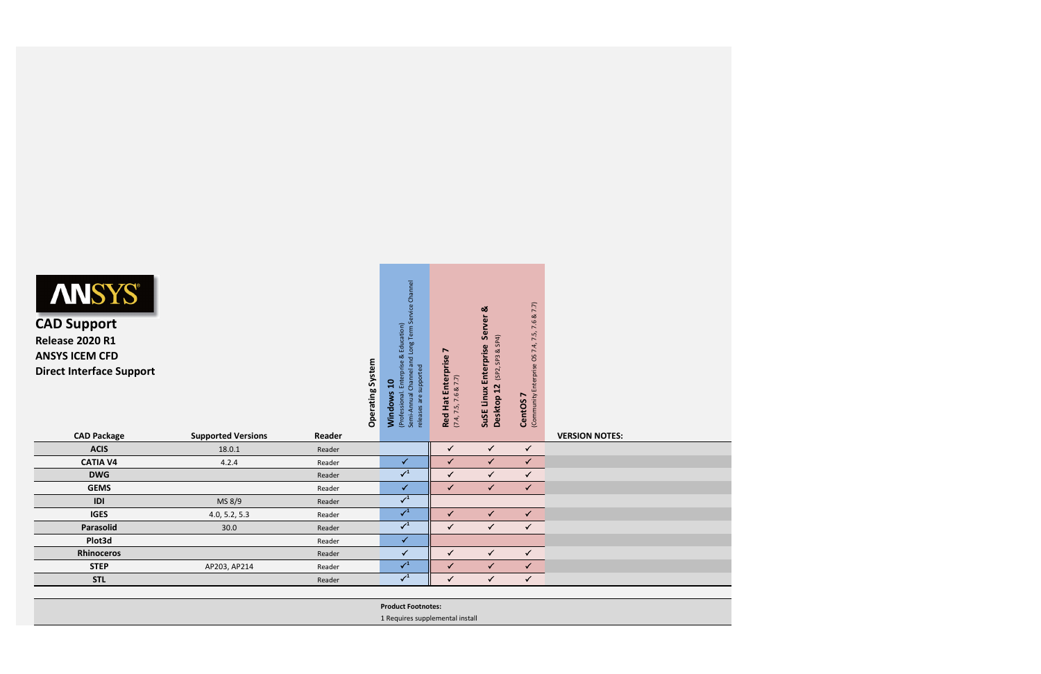**ANSYS**

## CAD Support

**Release 2020 R1**

**ANSYS ICEM CFD**

**Direct Interface Support**

| CAD Package | Supported Versions | Reader | Windows 10 (Professional, Enterprise & Education) Semi-Annual Channel and Long Term Service Channel releases are supported | Red Hat Enterprise 7 (7.4, 7.5, 7.6 & 7.7) | SuSE Linux Enterprise Server & Desktop 12 (SP2, SP3 & SP4) | CentOS 7 (Community Enterprise OS 7.4, 7.5, 7.6 & 7.7) | VERSION NOTES: |
|---|---|---|---|---|---|---|---|
| **ACIS** | 18.0.1 | Reader | | ✓ | ✓ | ✓ | |
| **CATIA V4** | 4.2.4 | Reader | ✓ | ✓ | ✓ | ✓ | |
| **DWG** | | Reader | ✓[1] | ✓ | ✓ | ✓ | |
| **GEMS** | | Reader | ✓ | ✓ | ✓ | ✓ | |
| **IDI** | MS 8/9 | Reader | ✓[1] | | | | |
| **IGES** | 4.0, 5.2, 5.3 | Reader | ✓[1] | ✓ | ✓ | ✓ | |
| **Parasolid** | 30.0 | Reader | ✓[1] | ✓ | ✓ | ✓ | |
| **Plot3d** | | Reader | ✓ | | | | |
| **Rhinoceros** | | Reader | ✓ | ✓ | ✓ | ✓ | |
| **STEP** | AP203, AP214 | Reader | ✓[1] | ✓ | ✓ | ✓ | |
| **STL** | | Reader | ✓[1] | ✓ | ✓ | ✓ | |

**Product Footnotes:**

1 Requires supplemental install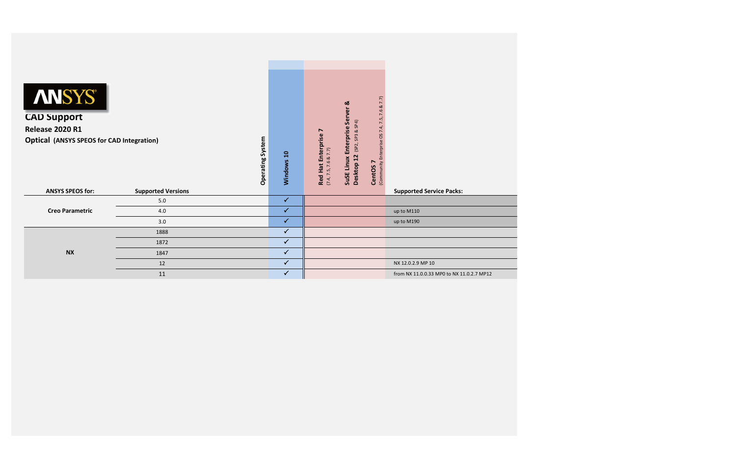**ANSYS**

## CAD Support

**Release 2020 R1**

**Optical (ANSYS SPEOS for CAD Integration)**

| ANSYS SPEOS for: | Supported Versions | Windows 10 | Red Hat Enterprise 7 (7.4, 7.5, 7.6 & 7.7) | SuSE Linux Enterprise Server & Desktop 12 (SP2, SP3 & SP4) | CentOS 7 (Community Enterprise OS 7.4, 7.5, 7.6 & 7.7) | Supported Service Packs: |
|---|---|---|---|---|---|---|
| Creo Parametric | 5.0 | ✓ | | | | |
| | 4.0 | ✓ | | | | up to M110 |
| | 3.0 | ✓ | | | | up to M190 |
| NX | 1888 | ✓ | | | | |
| | 1872 | ✓ | | | | |
| | 1847 | ✓ | | | | |
| | 12 | ✓ | | | | NX 12.0.2.9 MP 10 |
| | 11 | ✓ | | | | from NX 11.0.0.33 MP0 to NX 11.0.2.7 MP12 |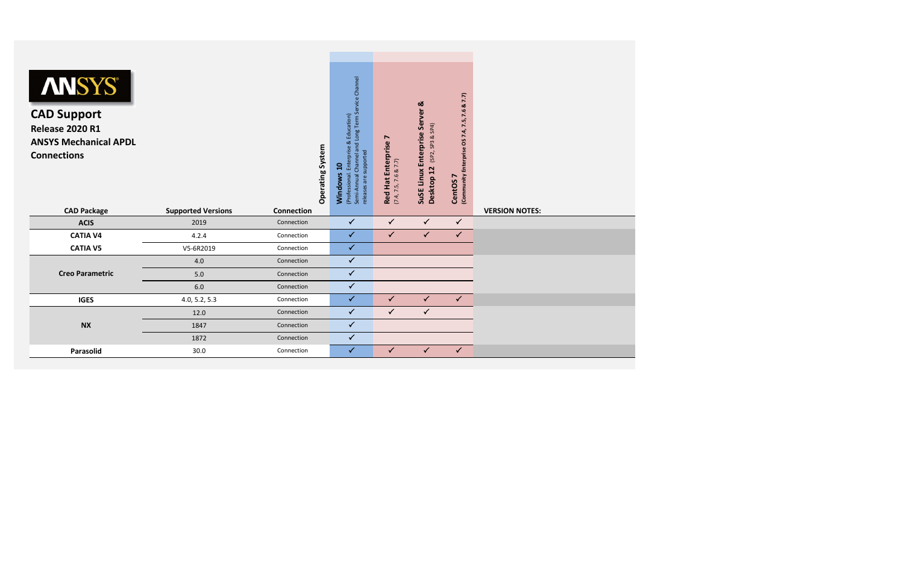![ANSYS](logo)

**CAD Support**
**Release 2020 R1**
**ANSYS Mechanical APDL**
**Connections**

| CAD Package | Supported Versions | Connection | Windows 10 (Professional, Enterprise & Education) Semi-Annual Channel and Long Term Service Channel releases are supported | Red Hat Enterprise 7 (7.4, 7.5, 7.6 & 7.7) | SuSE Linux Enterprise Server & Desktop 12 (SP2, SP3 & SP4) | CentOS 7 (Community Enterprise OS 7.4, 7.5, 7.6 & 7.7) | VERSION NOTES: |
|---|---|---|---|---|---|---|---|
| ACIS | 2019 | Connection | ✓ | ✓ | ✓ | ✓ | |
| CATIA V4 | 4.2.4 | Connection | ✓ | ✓ | ✓ | ✓ | |
| CATIA V5 | V5-6R2019 | Connection | ✓ | | | | |
| Creo Parametric | 4.0 | Connection | ✓ | | | | |
| | 5.0 | Connection | ✓ | | | | |
| | 6.0 | Connection | ✓ | | | | |
| IGES | 4.0, 5.2, 5.3 | Connection | ✓ | ✓ | ✓ | ✓ | |
| NX | 12.0 | Connection | ✓ | ✓ | ✓ | | |
| | 1847 | Connection | ✓ | | | | |
| | 1872 | Connection | ✓ | | | | |
| Parasolid | 30.0 | Connection | ✓ | ✓ | ✓ | ✓ | |